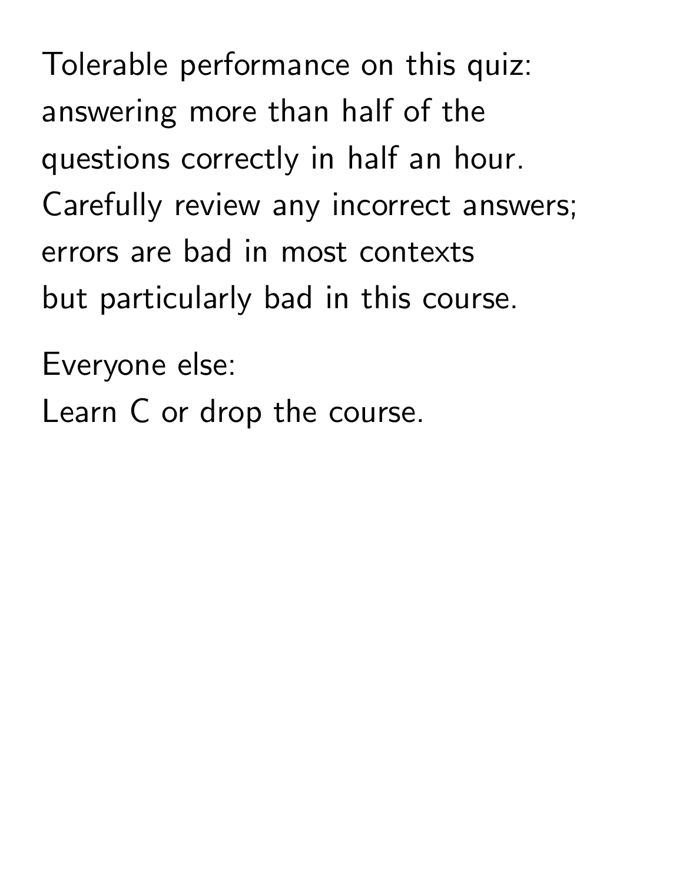Tolerable performance on this quiz:
answering more than half of the
questions correctly in half an hour.
Carefully review any incorrect answers;
errors are bad in most contexts
but particularly bad in this course.

Everyone else:
Learn C or drop the course.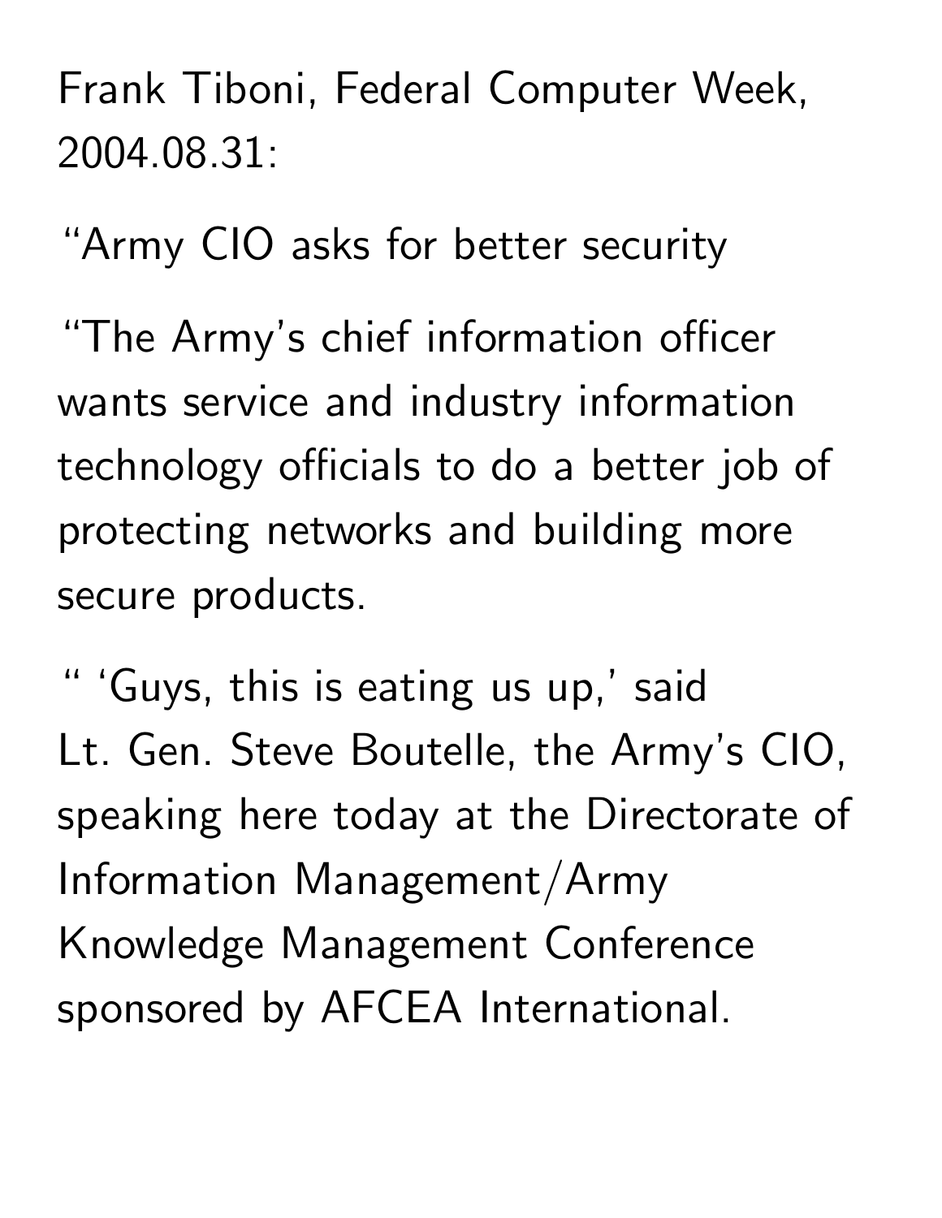Frank Tiboni, Federal Computer Week, 2004.08.31:

"Army CIO asks for better security

"The Army's chief information officer wants service and industry information technology officials to do a better job of protecting networks and building more secure products.

" 'Guys, this is eating us up,' said Lt. Gen. Steve Boutelle, the Army's CIO, speaking here today at the Directorate of Information Management/Army Knowledge Management Conference sponsored by AFCEA International.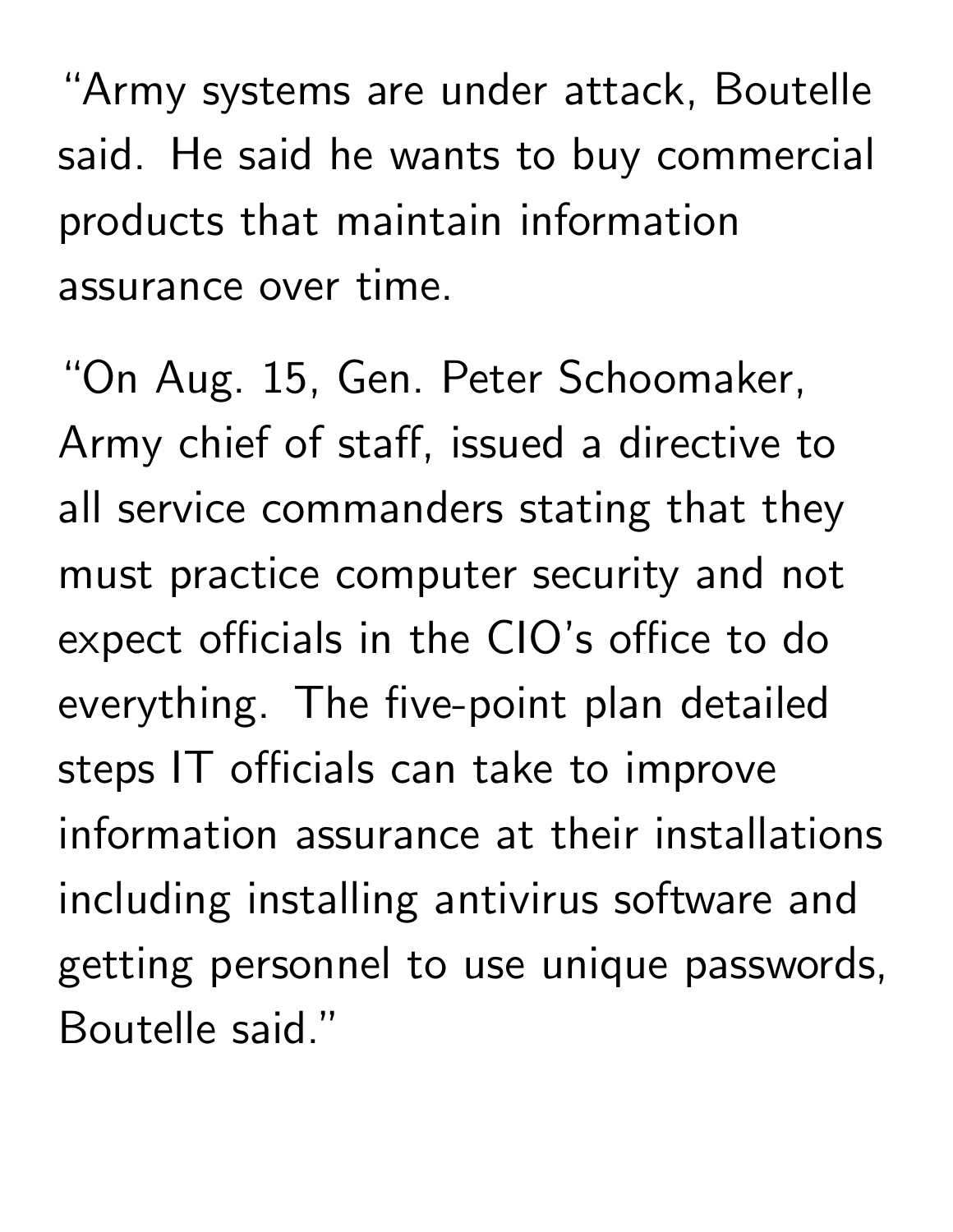"Army systems are under attack, Boutelle said. He said he wants to buy commercial products that maintain information assurance over time.

"On Aug. 15, Gen. Peter Schoomaker, Army chief of staff, issued a directive to all service commanders stating that they must practice computer security and not expect officials in the CIO's office to do everything. The five-point plan detailed steps IT officials can take to improve information assurance at their installations including installing antivirus software and getting personnel to use unique passwords, Boutelle said."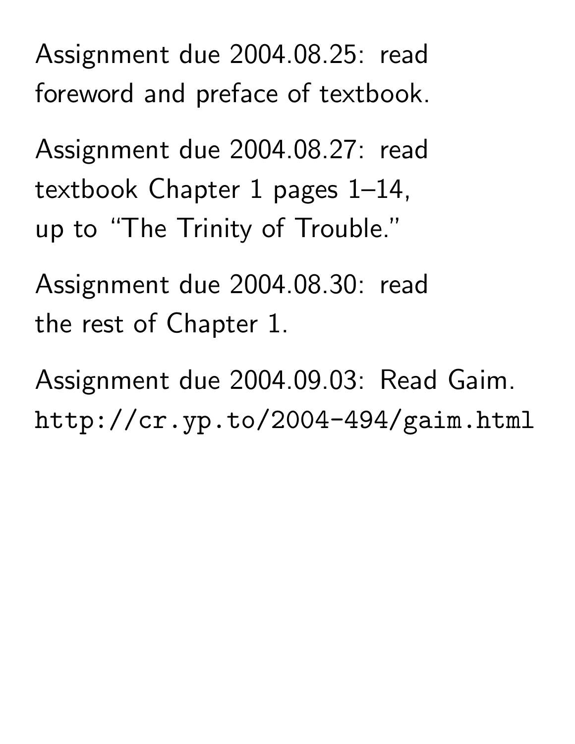Assignment due 2004.08.25: read foreword and preface of textbook.

Assignment due 2004.08.27: read textbook Chapter 1 pages 1–14, up to "The Trinity of Trouble."

Assignment due 2004.08.30: read the rest of Chapter 1.

Assignment due 2004.09.03: Read Gaim.
`http://cr.yp.to/2004-494/gaim.html`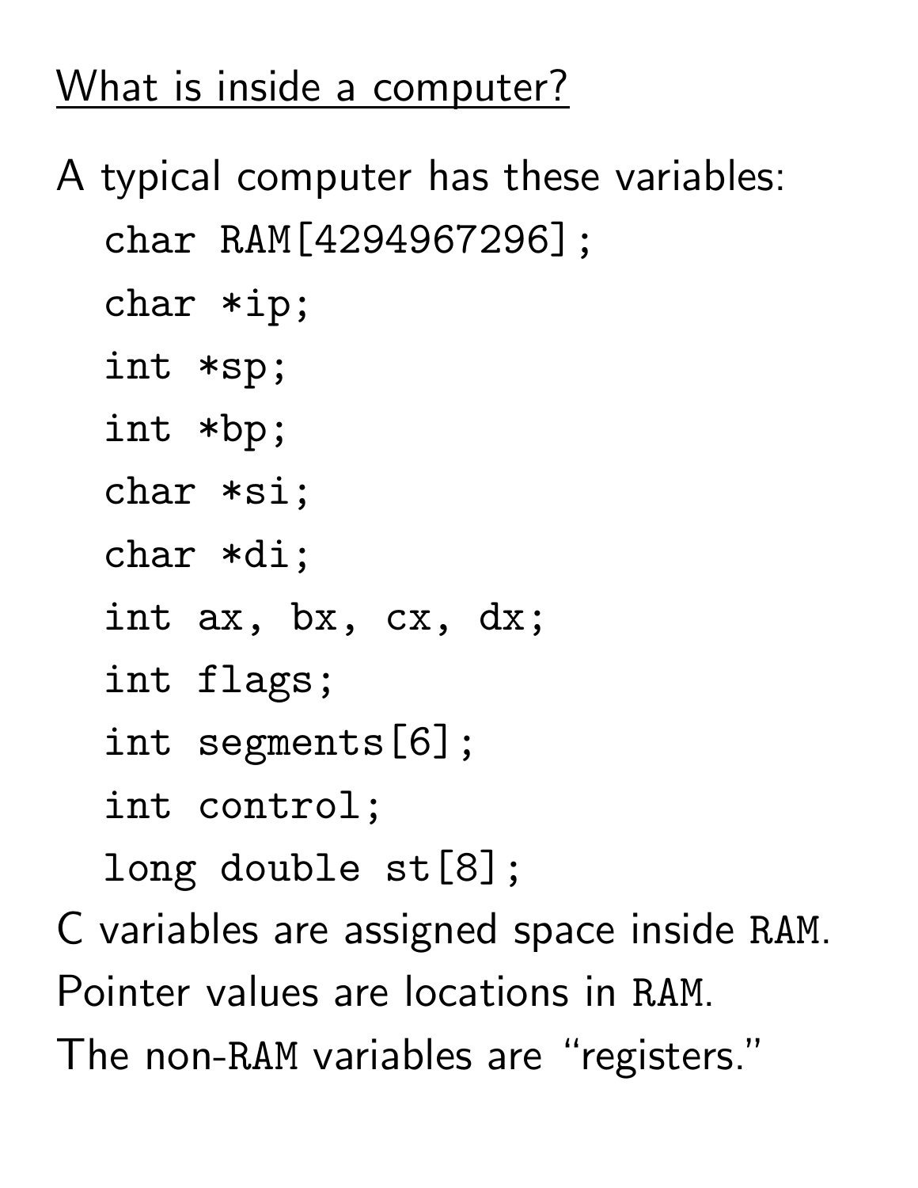## What is inside a computer?

A typical computer has these variables:

```
char RAM[4294967296];
char *ip;
int *sp;
int *bp;
char *si;
char *di;
int ax, bx, cx, dx;
int flags;
int segments[6];
int control;
long double st[8];
```

C variables are assigned space inside `RAM`.

Pointer values are locations in `RAM`.

The non-`RAM` variables are "registers."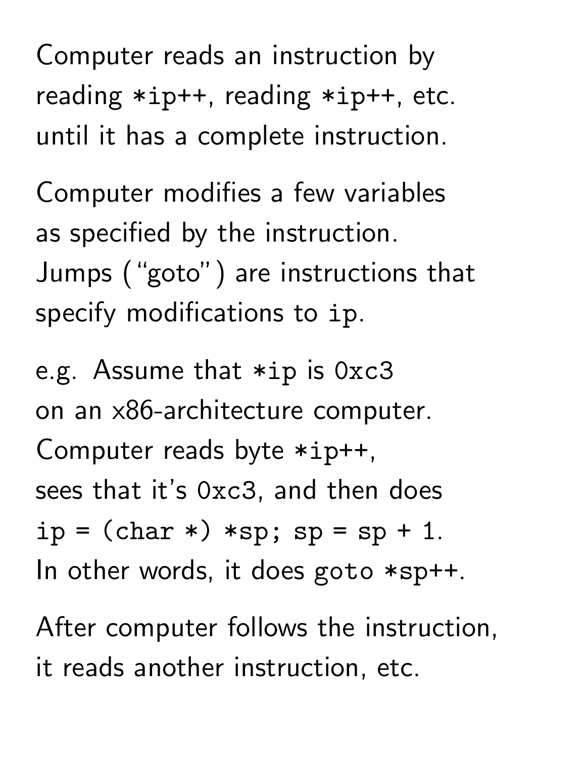Computer reads an instruction by reading `*ip++`, reading `*ip++`, etc. until it has a complete instruction.

Computer modifies a few variables as specified by the instruction. Jumps ("goto") are instructions that specify modifications to `ip`.

e.g. Assume that `*ip` is `0xc3` on an x86-architecture computer. Computer reads byte `*ip++`, sees that it's `0xc3`, and then does `ip = (char *) *sp; sp = sp + 1`. In other words, it does `goto *sp++`.

After computer follows the instruction, it reads another instruction, etc.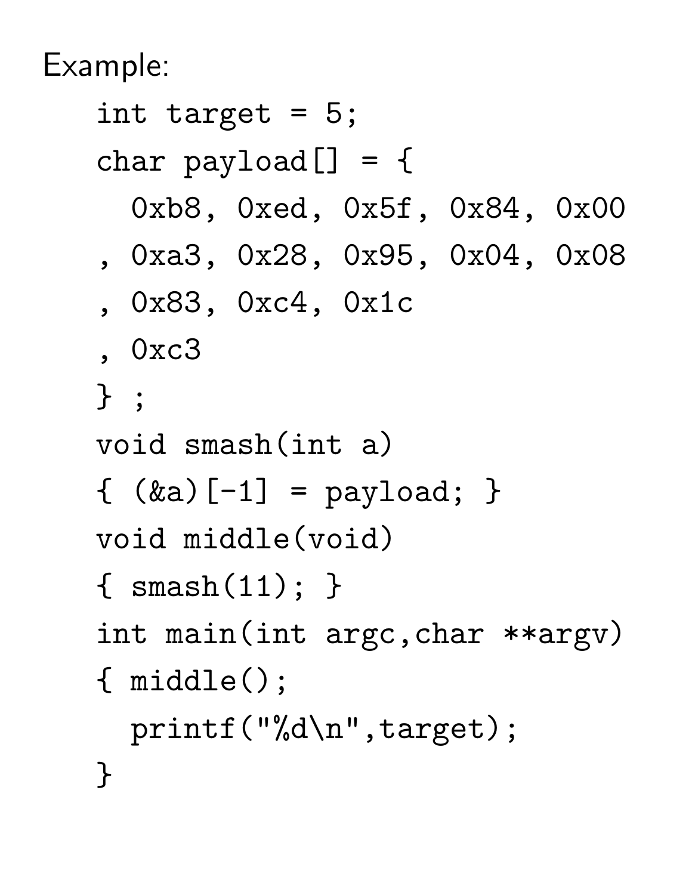Example:

```
int target = 5;
char payload[] = {
  0xb8, 0xed, 0x5f, 0x84, 0x00
, 0xa3, 0x28, 0x95, 0x04, 0x08
, 0x83, 0xc4, 0x1c
, 0xc3
} ;
void smash(int a)
{ (&a)[-1] = payload; }
void middle(void)
{ smash(11); }
int main(int argc,char **argv)
{ middle();
  printf("%d\n",target);
}
```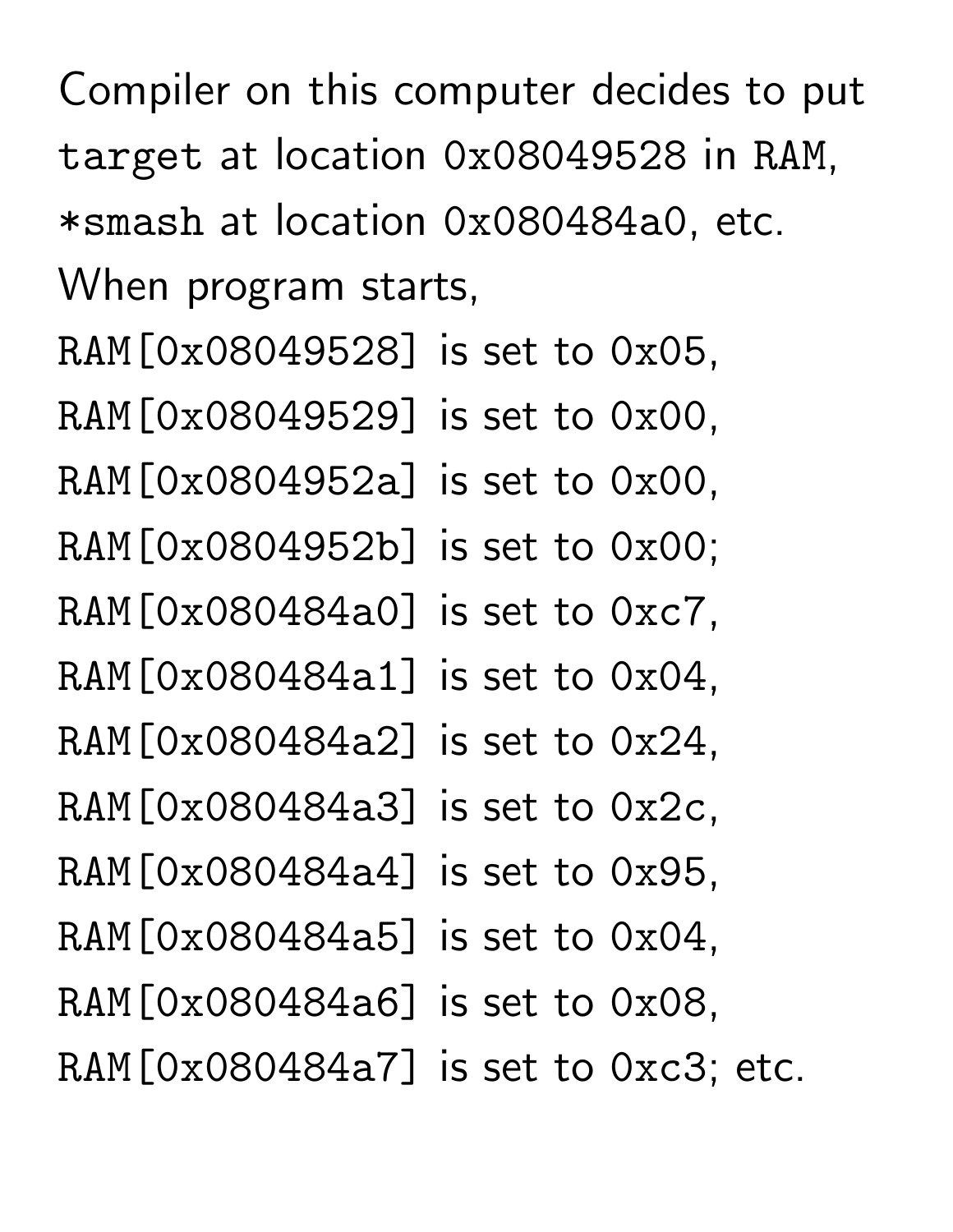Compiler on this computer decides to put `target` at location `0x08049528` in `RAM`, `*smash` at location `0x080484a0`, etc.

When program starts,
`RAM[0x08049528]` is set to `0x05`,
`RAM[0x08049529]` is set to `0x00`,
`RAM[0x0804952a]` is set to `0x00`,
`RAM[0x0804952b]` is set to `0x00`;
`RAM[0x080484a0]` is set to `0xc7`,
`RAM[0x080484a1]` is set to `0x04`,
`RAM[0x080484a2]` is set to `0x24`,
`RAM[0x080484a3]` is set to `0x2c`,
`RAM[0x080484a4]` is set to `0x95`,
`RAM[0x080484a5]` is set to `0x04`,
`RAM[0x080484a6]` is set to `0x08`,
`RAM[0x080484a7]` is set to `0xc3`; etc.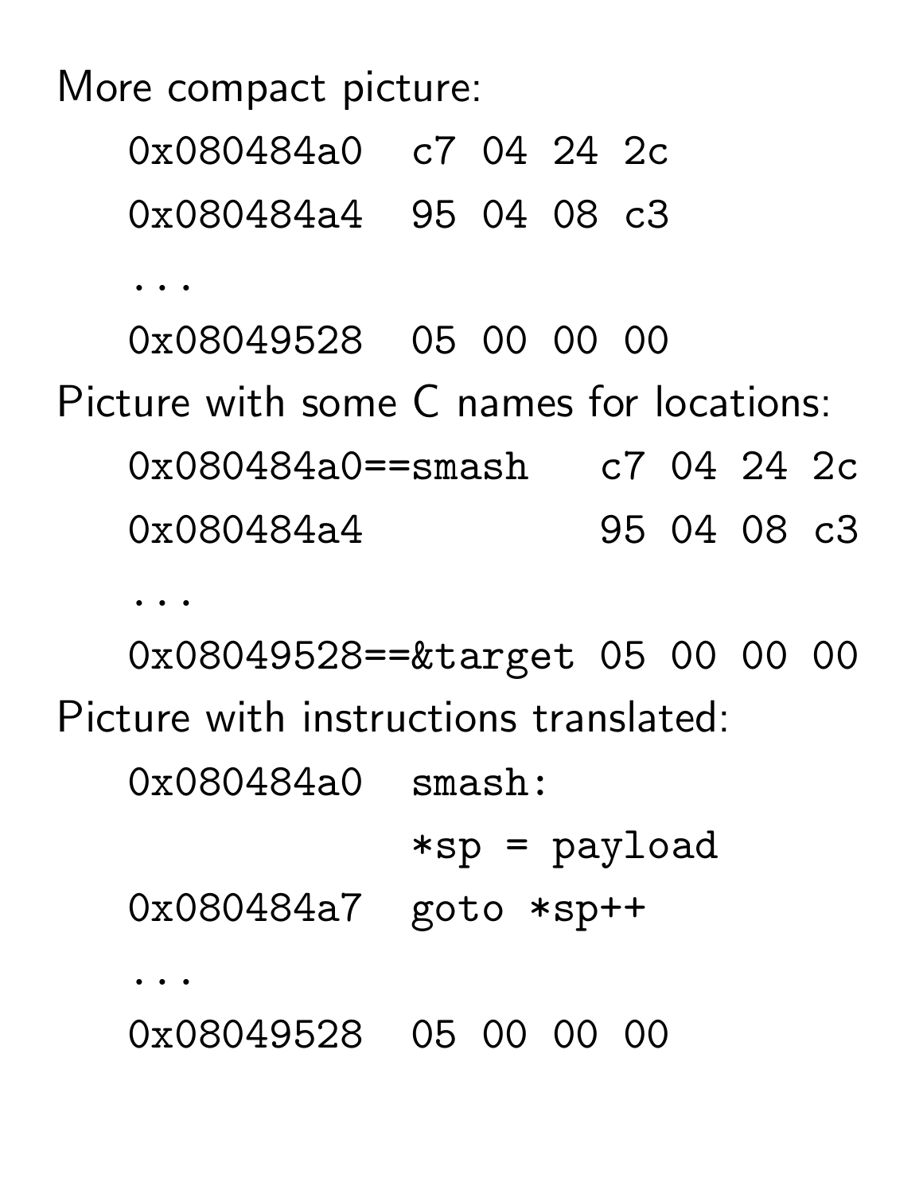More compact picture:

```
0x080484a0  c7 04 24 2c
0x080484a4  95 04 08 c3
...
0x08049528  05 00 00 00
```

Picture with some C names for locations:

```
0x080484a0==smash   c7 04 24 2c
0x080484a4          95 04 08 c3
...
0x08049528==&target 05 00 00 00
```

Picture with instructions translated:

```
0x080484a0  smash:
            *sp = payload
0x080484a7  goto *sp++
...
0x08049528  05 00 00 00
```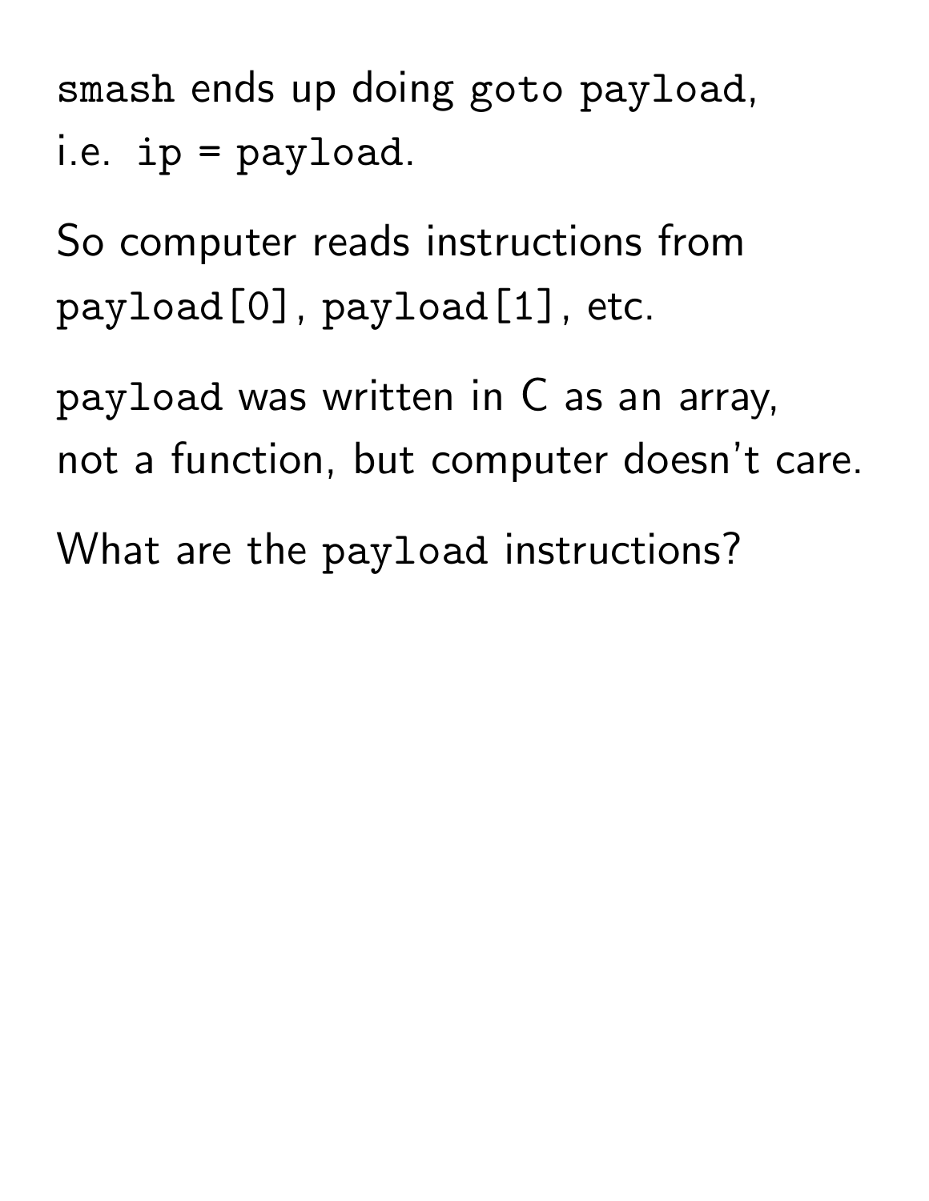`smash` ends up doing `goto payload`,
i.e. `ip` = `payload`.

So computer reads instructions from `payload[0]`, `payload[1]`, etc.

`payload` was written in C as an array, not a function, but computer doesn't care.

What are the `payload` instructions?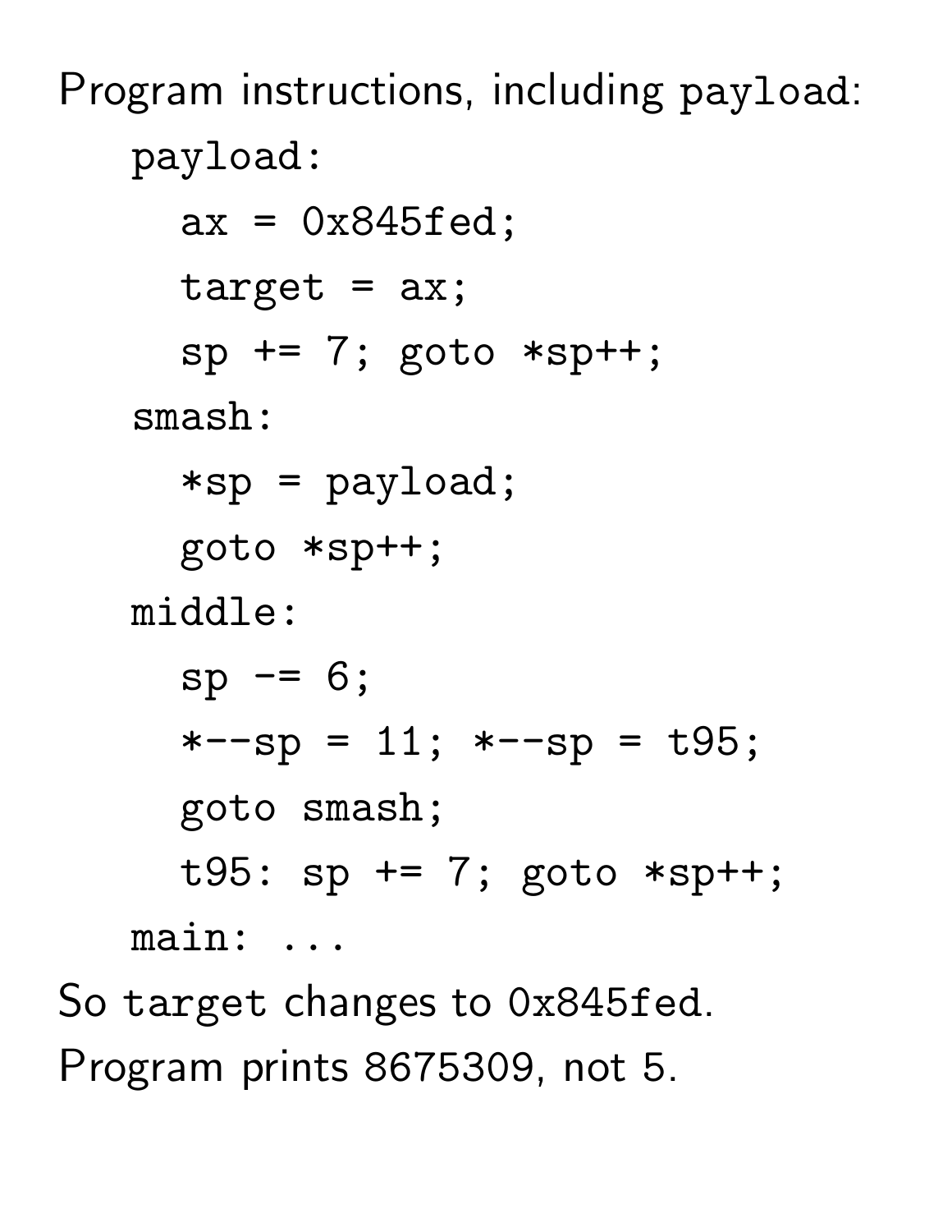Program instructions, including `payload`:

```
payload:
  ax = 0x845fed;
  target = ax;
  sp += 7; goto *sp++;
smash:
  *sp = payload;
  goto *sp++;
middle:
  sp -= 6;
  *--sp = 11; *--sp = t95;
  goto smash;
  t95: sp += 7; goto *sp++;
main: ...
```

So `target` changes to `0x845fed`.

Program prints 8675309, not 5.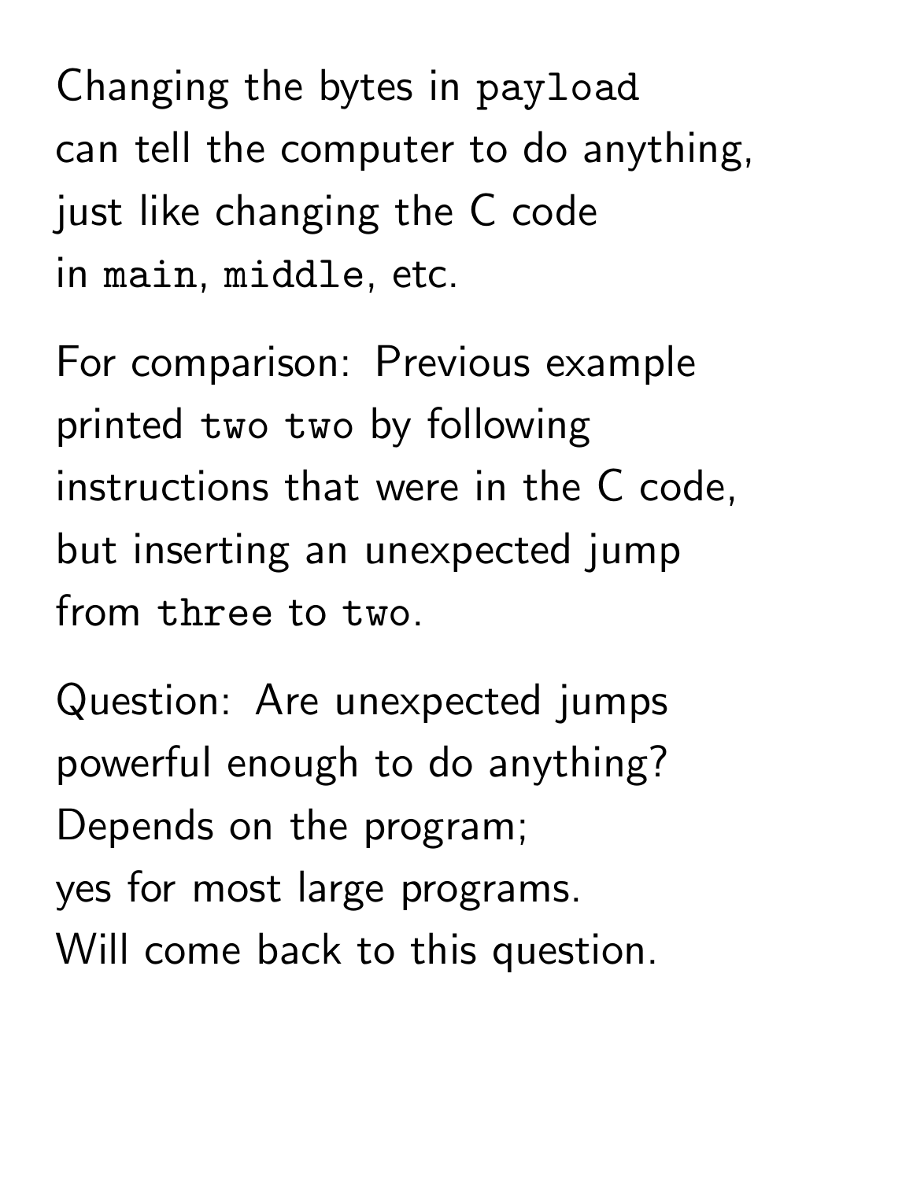Changing the bytes in `payload` can tell the computer to do anything, just like changing the C code in `main`, `middle`, etc.

For comparison: Previous example printed `two two` by following instructions that were in the C code, but inserting an unexpected jump from `three` to `two`.

Question: Are unexpected jumps powerful enough to do anything? Depends on the program; yes for most large programs. Will come back to this question.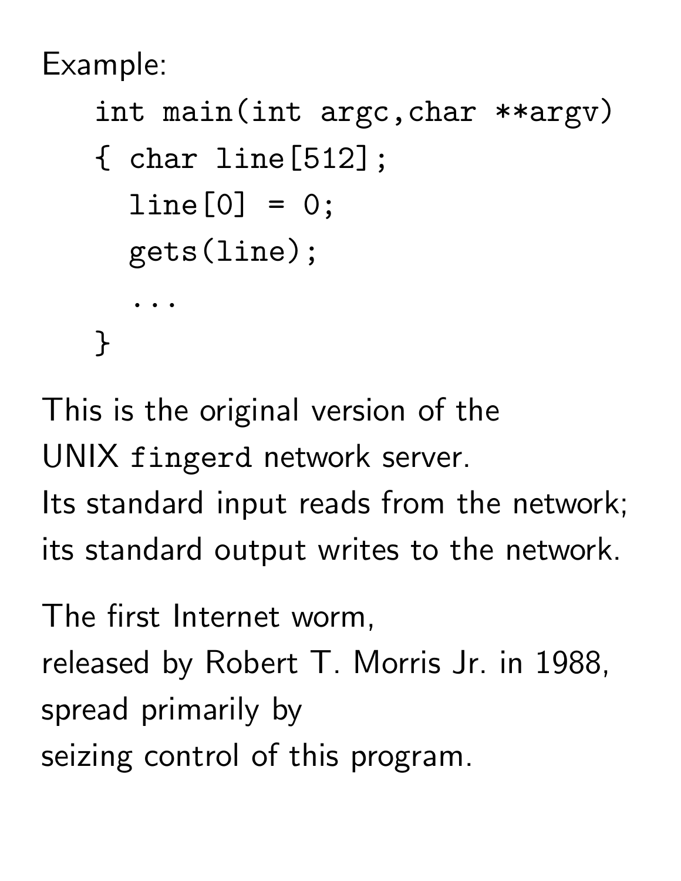Example:

```
int main(int argc,char **argv)
{ char line[512];
  line[0] = 0;
  gets(line);
  ...
}
```

This is the original version of the UNIX `fingerd` network server.
Its standard input reads from the network;
its standard output writes to the network.

The first Internet worm,
released by Robert T. Morris Jr. in 1988,
spread primarily by
seizing control of this program.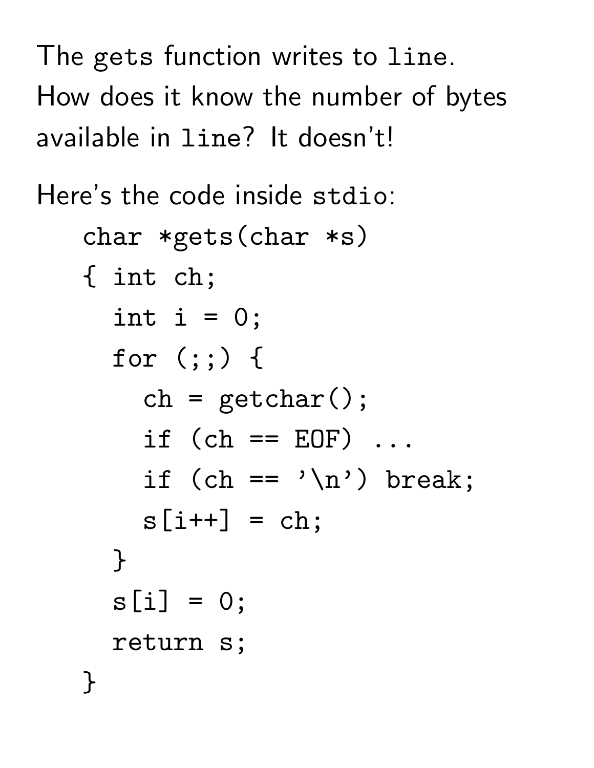The gets function writes to line. How does it know the number of bytes available in line? It doesn't!

Here's the code inside stdio:

```
char *gets(char *s)
{ int ch;
  int i = 0;
  for (;;) {
    ch = getchar();
    if (ch == EOF) ...
    if (ch == '\n') break;
    s[i++] = ch;
  }
  s[i] = 0;
  return s;
}
```